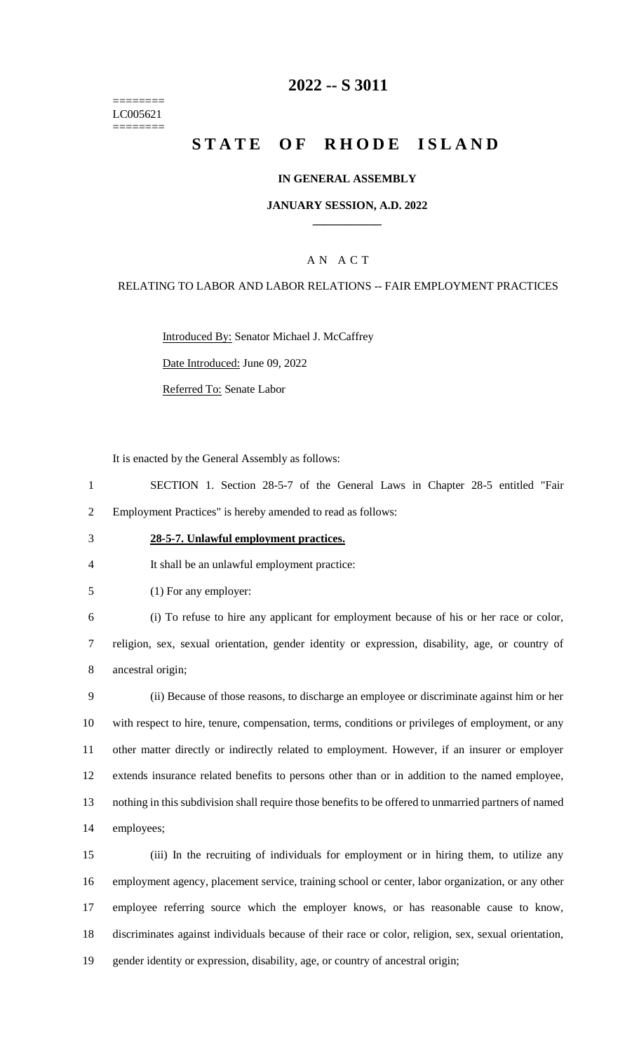========
LC005621
========

# 2022 -- S 3011

# STATE OF RHODE ISLAND

**IN GENERAL ASSEMBLY**

**JANUARY SESSION, A.D. 2022**

A N A C T

RELATING TO LABOR AND LABOR RELATIONS -- FAIR EMPLOYMENT PRACTICES

Introduced By: Senator Michael J. McCaffrey

Date Introduced: June 09, 2022

Referred To: Senate Labor

It is enacted by the General Assembly as follows:

1 SECTION 1. Section 28-5-7 of the General Laws in Chapter 28-5 entitled "Fair
2 Employment Practices" is hereby amended to read as follows:

3 **28-5-7. Unlawful employment practices.**

4 It shall be an unlawful employment practice:

5 (1) For any employer:

6 (i) To refuse to hire any applicant for employment because of his or her race or color,
7 religion, sex, sexual orientation, gender identity or expression, disability, age, or country of
8 ancestral origin;

9 (ii) Because of those reasons, to discharge an employee or discriminate against him or her
10 with respect to hire, tenure, compensation, terms, conditions or privileges of employment, or any
11 other matter directly or indirectly related to employment. However, if an insurer or employer
12 extends insurance related benefits to persons other than or in addition to the named employee,
13 nothing in this subdivision shall require those benefits to be offered to unmarried partners of named
14 employees;

15 (iii) In the recruiting of individuals for employment or in hiring them, to utilize any
16 employment agency, placement service, training school or center, labor organization, or any other
17 employee referring source which the employer knows, or has reasonable cause to know,
18 discriminates against individuals because of their race or color, religion, sex, sexual orientation,
19 gender identity or expression, disability, age, or country of ancestral origin;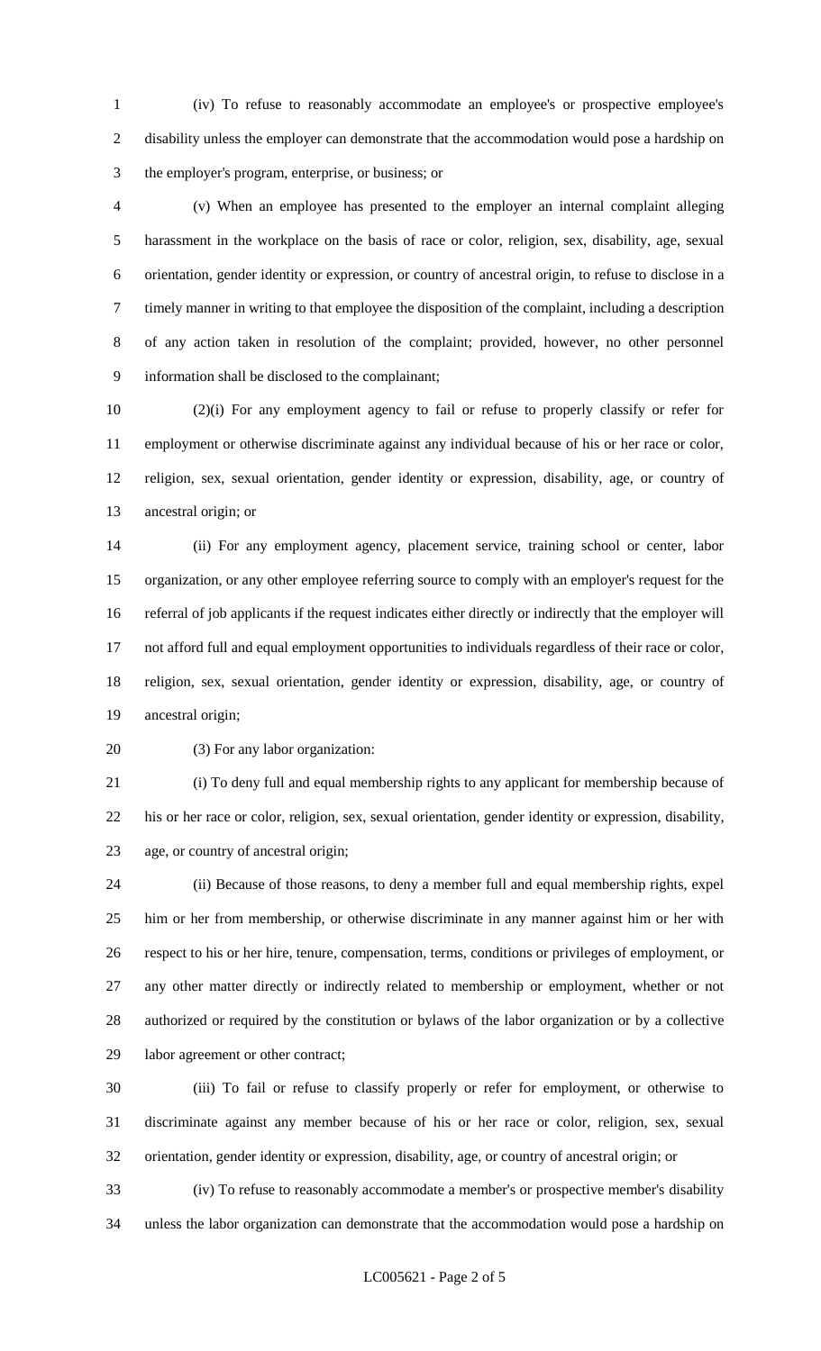(iv) To refuse to reasonably accommodate an employee's or prospective employee's disability unless the employer can demonstrate that the accommodation would pose a hardship on the employer's program, enterprise, or business; or

(v) When an employee has presented to the employer an internal complaint alleging harassment in the workplace on the basis of race or color, religion, sex, disability, age, sexual orientation, gender identity or expression, or country of ancestral origin, to refuse to disclose in a timely manner in writing to that employee the disposition of the complaint, including a description of any action taken in resolution of the complaint; provided, however, no other personnel information shall be disclosed to the complainant;

(2)(i) For any employment agency to fail or refuse to properly classify or refer for employment or otherwise discriminate against any individual because of his or her race or color, religion, sex, sexual orientation, gender identity or expression, disability, age, or country of ancestral origin; or

(ii) For any employment agency, placement service, training school or center, labor organization, or any other employee referring source to comply with an employer's request for the referral of job applicants if the request indicates either directly or indirectly that the employer will not afford full and equal employment opportunities to individuals regardless of their race or color, religion, sex, sexual orientation, gender identity or expression, disability, age, or country of ancestral origin;

(3) For any labor organization:

(i) To deny full and equal membership rights to any applicant for membership because of his or her race or color, religion, sex, sexual orientation, gender identity or expression, disability, age, or country of ancestral origin;

(ii) Because of those reasons, to deny a member full and equal membership rights, expel him or her from membership, or otherwise discriminate in any manner against him or her with respect to his or her hire, tenure, compensation, terms, conditions or privileges of employment, or any other matter directly or indirectly related to membership or employment, whether or not authorized or required by the constitution or bylaws of the labor organization or by a collective labor agreement or other contract;

(iii) To fail or refuse to classify properly or refer for employment, or otherwise to discriminate against any member because of his or her race or color, religion, sex, sexual orientation, gender identity or expression, disability, age, or country of ancestral origin; or

(iv) To refuse to reasonably accommodate a member's or prospective member's disability unless the labor organization can demonstrate that the accommodation would pose a hardship on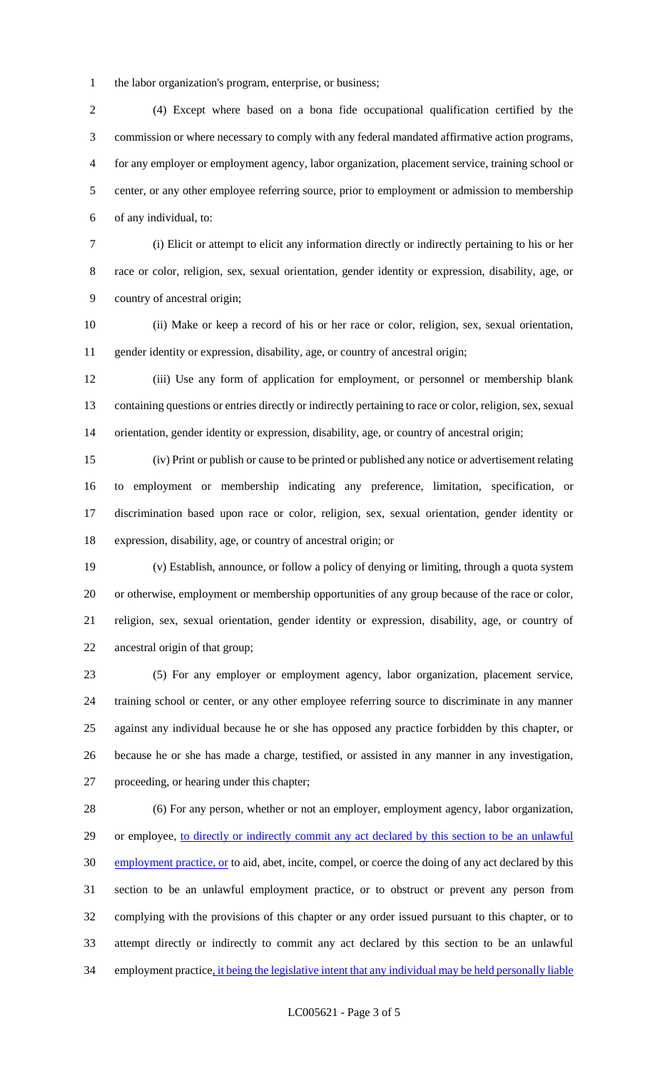the labor organization's program, enterprise, or business;

(4) Except where based on a bona fide occupational qualification certified by the commission or where necessary to comply with any federal mandated affirmative action programs, for any employer or employment agency, labor organization, placement service, training school or center, or any other employee referring source, prior to employment or admission to membership of any individual, to:

(i) Elicit or attempt to elicit any information directly or indirectly pertaining to his or her race or color, religion, sex, sexual orientation, gender identity or expression, disability, age, or country of ancestral origin;

(ii) Make or keep a record of his or her race or color, religion, sex, sexual orientation, gender identity or expression, disability, age, or country of ancestral origin;

(iii) Use any form of application for employment, or personnel or membership blank containing questions or entries directly or indirectly pertaining to race or color, religion, sex, sexual orientation, gender identity or expression, disability, age, or country of ancestral origin;

(iv) Print or publish or cause to be printed or published any notice or advertisement relating to employment or membership indicating any preference, limitation, specification, or discrimination based upon race or color, religion, sex, sexual orientation, gender identity or expression, disability, age, or country of ancestral origin; or

(v) Establish, announce, or follow a policy of denying or limiting, through a quota system or otherwise, employment or membership opportunities of any group because of the race or color, religion, sex, sexual orientation, gender identity or expression, disability, age, or country of ancestral origin of that group;

(5) For any employer or employment agency, labor organization, placement service, training school or center, or any other employee referring source to discriminate in any manner against any individual because he or she has opposed any practice forbidden by this chapter, or because he or she has made a charge, testified, or assisted in any manner in any investigation, proceeding, or hearing under this chapter;

(6) For any person, whether or not an employer, employment agency, labor organization, or employee, to directly or indirectly commit any act declared by this section to be an unlawful employment practice, or to aid, abet, incite, compel, or coerce the doing of any act declared by this section to be an unlawful employment practice, or to obstruct or prevent any person from complying with the provisions of this chapter or any order issued pursuant to this chapter, or to attempt directly or indirectly to commit any act declared by this section to be an unlawful employment practice, it being the legislative intent that any individual may be held personally liable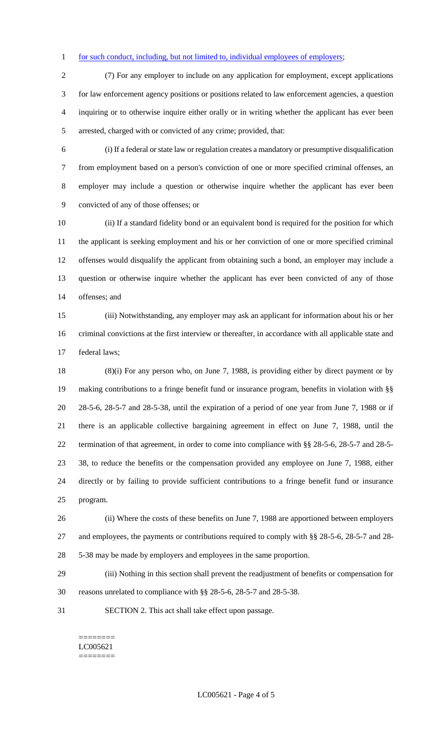for such conduct, including, but not limited to, individual employees of employers;

(7) For any employer to include on any application for employment, except applications for law enforcement agency positions or positions related to law enforcement agencies, a question inquiring or to otherwise inquire either orally or in writing whether the applicant has ever been arrested, charged with or convicted of any crime; provided, that:

(i) If a federal or state law or regulation creates a mandatory or presumptive disqualification from employment based on a person's conviction of one or more specified criminal offenses, an employer may include a question or otherwise inquire whether the applicant has ever been convicted of any of those offenses; or

(ii) If a standard fidelity bond or an equivalent bond is required for the position for which the applicant is seeking employment and his or her conviction of one or more specified criminal offenses would disqualify the applicant from obtaining such a bond, an employer may include a question or otherwise inquire whether the applicant has ever been convicted of any of those offenses; and

(iii) Notwithstanding, any employer may ask an applicant for information about his or her criminal convictions at the first interview or thereafter, in accordance with all applicable state and federal laws;

(8)(i) For any person who, on June 7, 1988, is providing either by direct payment or by making contributions to a fringe benefit fund or insurance program, benefits in violation with §§ 28-5-6, 28-5-7 and 28-5-38, until the expiration of a period of one year from June 7, 1988 or if there is an applicable collective bargaining agreement in effect on June 7, 1988, until the termination of that agreement, in order to come into compliance with §§ 28-5-6, 28-5-7 and 28-5-38, to reduce the benefits or the compensation provided any employee on June 7, 1988, either directly or by failing to provide sufficient contributions to a fringe benefit fund or insurance program.

(ii) Where the costs of these benefits on June 7, 1988 are apportioned between employers and employees, the payments or contributions required to comply with §§ 28-5-6, 28-5-7 and 28-5-38 may be made by employers and employees in the same proportion.

(iii) Nothing in this section shall prevent the readjustment of benefits or compensation for reasons unrelated to compliance with §§ 28-5-6, 28-5-7 and 28-5-38.

SECTION 2. This act shall take effect upon passage.

========
LC005621
========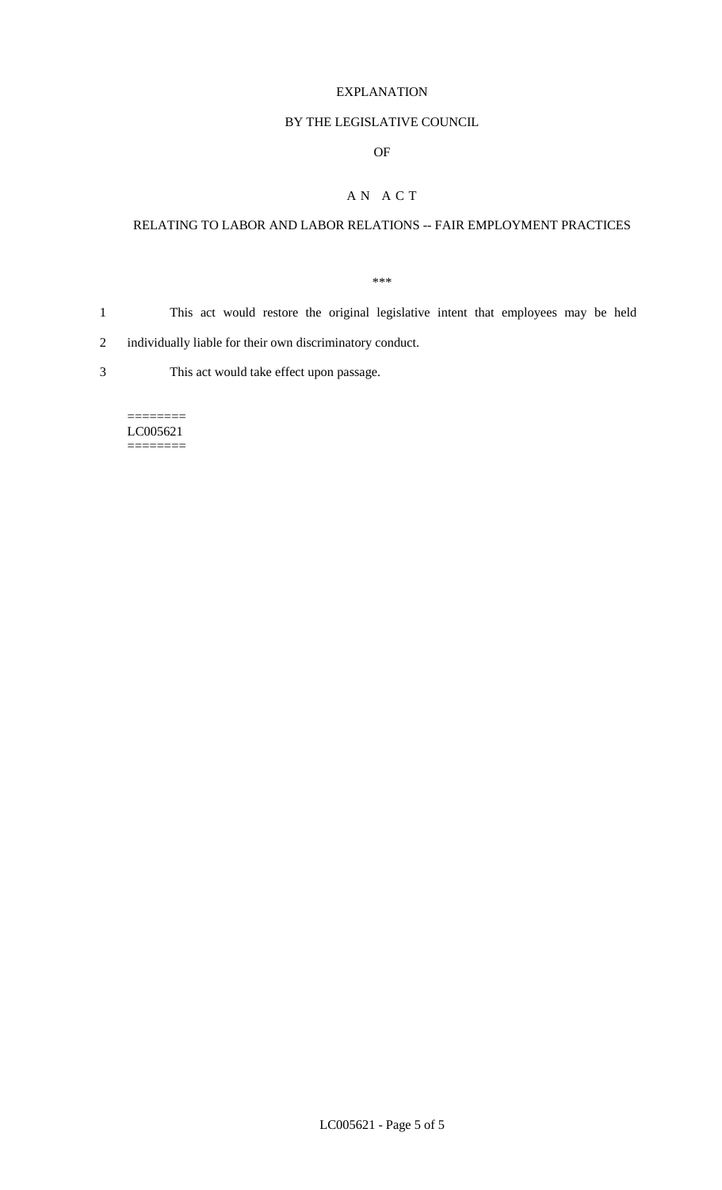EXPLANATION

BY THE LEGISLATIVE COUNCIL

OF

A N A C T

RELATING TO LABOR AND LABOR RELATIONS -- FAIR EMPLOYMENT PRACTICES

\*\*\*

1 This act would restore the original legislative intent that employees may be held

2 individually liable for their own discriminatory conduct.

3 This act would take effect upon passage.

========
LC005621
========